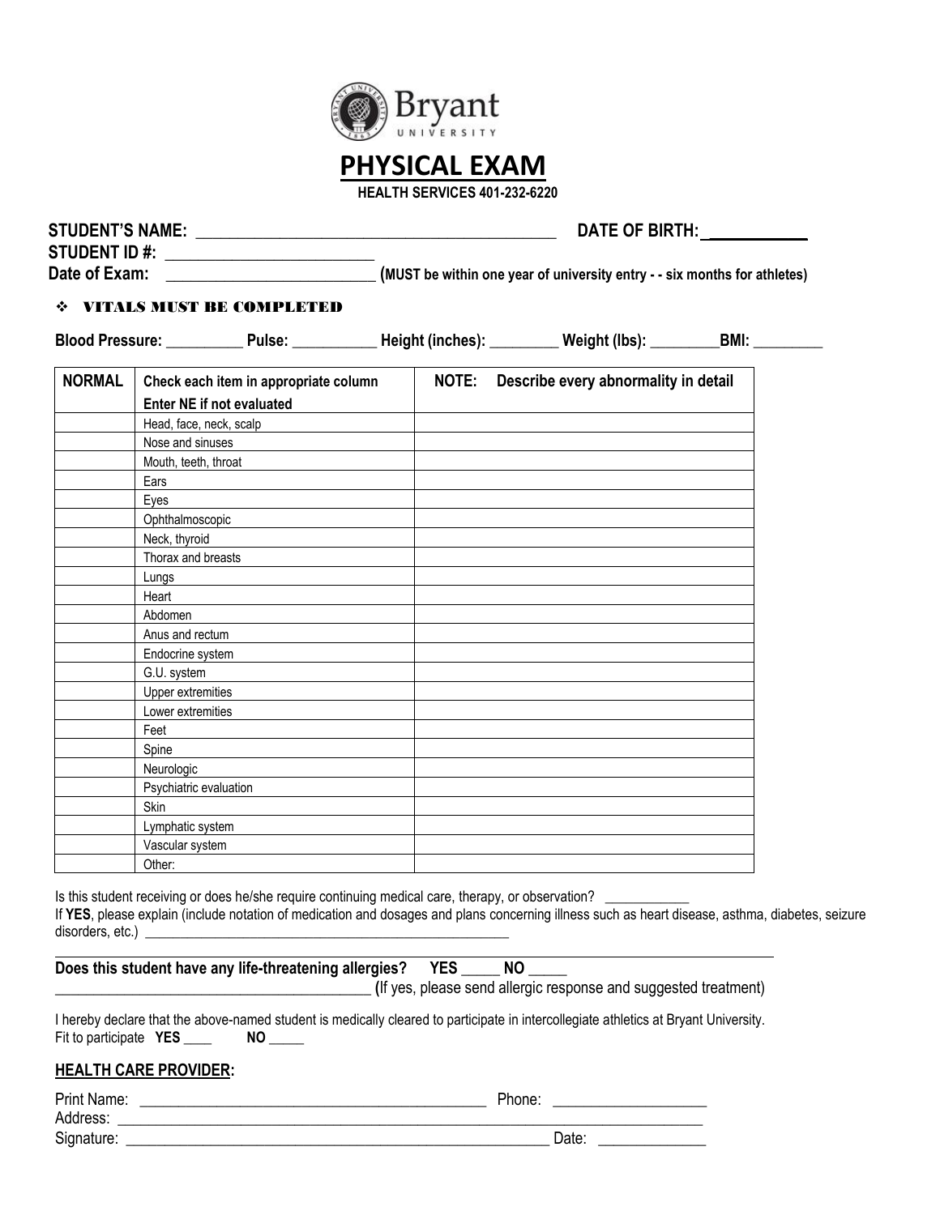Bryant UNIVERSITY

# PHYSICAL EXAM

**HEALTH SERVICES 401-232-6220**

**STUDENT'S NAME:** ____________________________________________ **DATE OF BIRTH:** ____________

**STUDENT ID #:** ________________________

**Date of Exam:** ________________________ **(MUST be within one year of university entry - - six months for athletes)**

❖ **VITALS MUST BE COMPLETED**

**Blood Pressure:** __________ **Pulse:** ___________ **Height (inches):** _________ **Weight (lbs):** _________**BMI:** _________

| NORMAL | Check each item in appropriate column<br>Enter NE if not evaluated | NOTE: Describe every abnormality in detail |
|---|---|---|
| | Head, face, neck, scalp | |
| | Nose and sinuses | |
| | Mouth, teeth, throat | |
| | Ears | |
| | Eyes | |
| | Ophthalmoscopic | |
| | Neck, thyroid | |
| | Thorax and breasts | |
| | Lungs | |
| | Heart | |
| | Abdomen | |
| | Anus and rectum | |
| | Endocrine system | |
| | G.U. system | |
| | Upper extremities | |
| | Lower extremities | |
| | Feet | |
| | Spine | |
| | Neurologic | |
| | Psychiatric evaluation | |
| | Skin | |
| | Lymphatic system | |
| | Vascular system | |
| | Other: | |

Is this student receiving or does he/she require continuing medical care, therapy, or observation? ____________

If **YES**, please explain (include notation of medication and dosages and plans concerning illness such as heart disease, asthma, diabetes, seizure disorders, etc.) ____________________________________________________

**Does this student have any life-threatening allergies? YES _____ NO _____**

___________________________________________ **(**If yes, please send allergic response and suggested treatment)

I hereby declare that the above-named student is medically cleared to participate in intercollegiate athletics at Bryant University.

Fit to participate **YES** ____ **NO** _____

## HEALTH CARE PROVIDER:

Print Name: ______________________________________________ Phone: ___________________

Address: ________________________________________________________________________________

Signature: ________________________________________________________ Date: ______________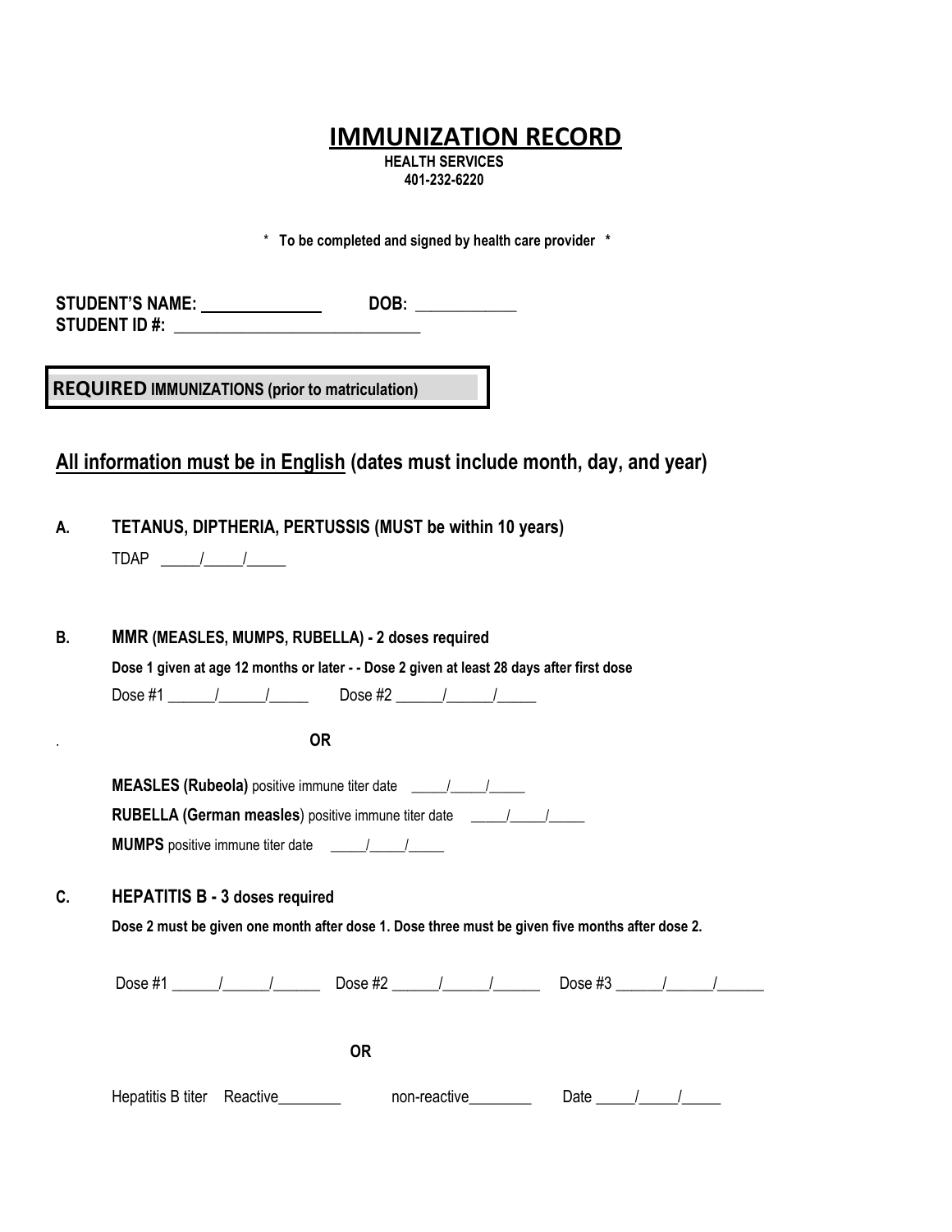# IMMUNIZATION RECORD

**HEALTH SERVICES**
**401-232-6220**

\* **To be completed and signed by health care provider** \*

**STUDENT'S NAME:** ______________ **DOB:** ____________
**STUDENT ID #:** ______________________________

**REQUIRED IMMUNIZATIONS (prior to matriculation)**

**<u>All information must be in English</u> (dates must include month, day, and year)**

**A. TETANUS, DIPTHERIA, PERTUSSIS (MUST be within 10 years)**

TDAP _____/_____/_____

**B. MMR (MEASLES, MUMPS, RUBELLA) - 2 doses required**

**Dose 1 given at age 12 months or later - - Dose 2 given at least 28 days after first dose**

Dose #1 ______/______/_____ Dose #2 ______/______/_____

. **OR**

**MEASLES (Rubeola)** positive immune titer date _____/_____/_____

**RUBELLA (German measles**) positive immune titer date _____/_____/_____

**MUMPS** positive immune titer date _____/_____/_____

**C. HEPATITIS B - 3 doses required**

**Dose 2 must be given one month after dose 1. Dose three must be given five months after dose 2.**

Dose #1 ______/______/______ Dose #2 ______/______/______ Dose #3 ______/______/______

**OR**

Hepatitis B titer Reactive________ non-reactive________ Date _____/_____/_____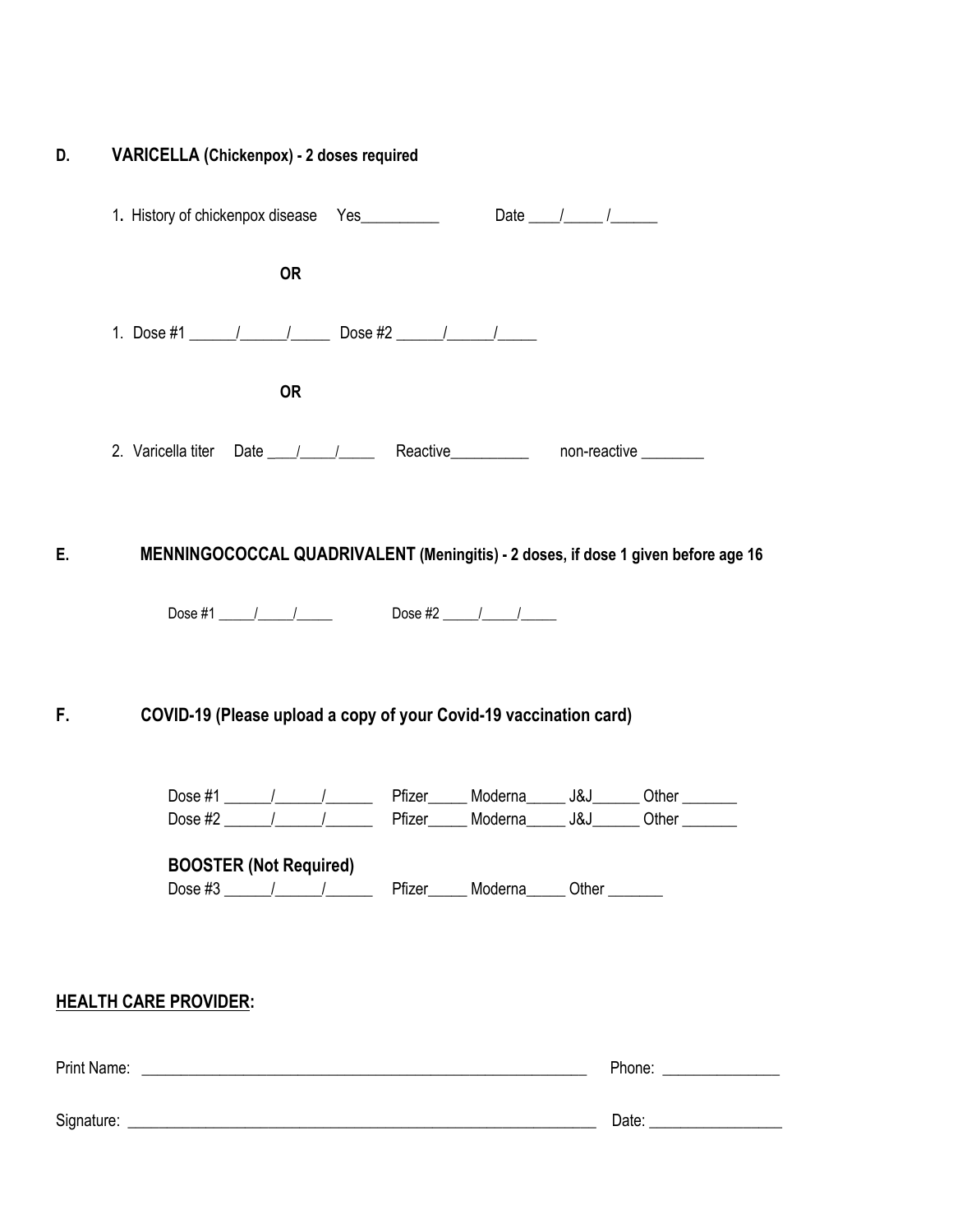**D. VARICELLA (Chickenpox) - 2 doses required**

1. History of chickenpox disease Yes__________ Date ____/_____ /______

**OR**

1. Dose #1 ______/______/_____ Dose #2 ______/______/_____

**OR**

2. Varicella titer Date ____/_____/_____ Reactive__________ non-reactive ________

**E. MENNINGOCOCCAL QUADRIVALENT (Meningitis) - 2 doses, if dose 1 given before age 16**

Dose #1 _____/_____/_____ Dose #2 _____/_____/_____

**F. COVID-19 (Please upload a copy of your Covid-19 vaccination card)**

Dose #1 ______/______/______ Pfizer_____ Moderna_____ J&J______ Other _______
Dose #2 ______/______/______ Pfizer_____ Moderna_____ J&J______ Other _______

**BOOSTER (Not Required)**
Dose #3 ______/______/______ Pfizer_____ Moderna_____ Other _______

**<u>HEALTH CARE PROVIDER</u>:**

Print Name: ___________________________________________________________ Phone: _______________

Signature: ______________________________________________________________ Date: _________________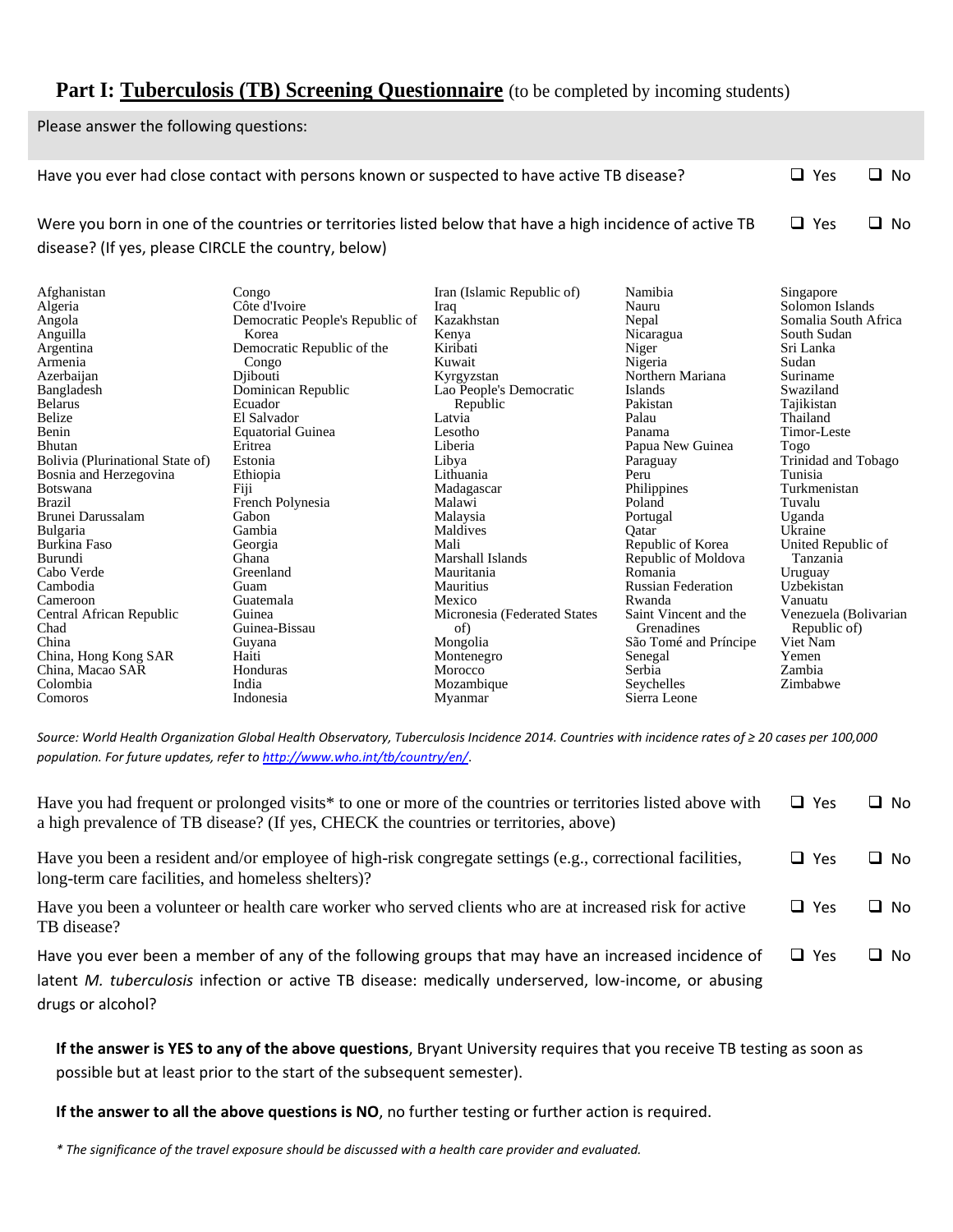## Part I: Tuberculosis (TB) Screening Questionnaire (to be completed by incoming students)

Please answer the following questions:

Have you ever had close contact with persons known or suspected to have active TB disease? ❑ Yes ❑ No

Were you born in one of the countries or territories listed below that have a high incidence of active TB disease? (If yes, please CIRCLE the country, below) ❑ Yes ❑ No

Afghanistan
Algeria
Angola
Anguilla
Argentina
Armenia
Azerbaijan
Bangladesh
Belarus
Belize
Benin
Bhutan
Bolivia (Plurinational State of)
Bosnia and Herzegovina
Botswana
Brazil
Brunei Darussalam
Bulgaria
Burkina Faso
Burundi
Cabo Verde
Cambodia
Cameroon
Central African Republic
Chad
China
China, Hong Kong SAR
China, Macao SAR
Colombia
Comoros
Congo
Côte d'Ivoire
Democratic People's Republic of Korea
Democratic Republic of the Congo
Djibouti
Dominican Republic
Ecuador
El Salvador
Equatorial Guinea
Eritrea
Estonia
Ethiopia
Fiji
French Polynesia
Gabon
Gambia
Georgia
Ghana
Greenland
Guam
Guatemala
Guinea
Guinea-Bissau
Guyana
Haiti
Honduras
India
Indonesia
Iran (Islamic Republic of)
Iraq
Kazakhstan
Kenya
Kiribati
Kuwait
Kyrgyzstan
Lao People's Democratic Republic
Latvia
Lesotho
Liberia
Libya
Lithuania
Madagascar
Malawi
Malaysia
Maldives
Mali
Marshall Islands
Mauritania
Mauritius
Mexico
Micronesia (Federated States of)
Mongolia
Montenegro
Morocco
Mozambique
Myanmar
Namibia
Nauru
Nepal
Nicaragua
Niger
Nigeria
Northern Mariana Islands
Pakistan
Palau
Panama
Papua New Guinea
Paraguay
Peru
Philippines
Poland
Portugal
Qatar
Republic of Korea
Republic of Moldova
Romania
Russian Federation
Rwanda
Saint Vincent and the Grenadines
São Tomé and Príncipe
Senegal
Serbia
Seychelles
Sierra Leone
Singapore
Solomon Islands
Somalia South Africa
South Sudan
Sri Lanka
Sudan
Suriname
Swaziland
Tajikistan
Thailand
Timor-Leste
Togo
Trinidad and Tobago
Tunisia
Turkmenistan
Tuvalu
Uganda
Ukraine
United Republic of Tanzania
Uruguay
Uzbekistan
Vanuatu
Venezuela (Bolivarian Republic of)
Viet Nam
Yemen
Zambia
Zimbabwe

*Source: World Health Organization Global Health Observatory, Tuberculosis Incidence 2014. Countries with incidence rates of ≥ 20 cases per 100,000 population. For future updates, refer to [http://www.who.int/tb/country/en/](http://www.who.int/tb/country/en/).*

Have you had frequent or prolonged visits* to one or more of the countries or territories listed above with a high prevalence of TB disease? (If yes, CHECK the countries or territories, above) ❑ Yes ❑ No

Have you been a resident and/or employee of high-risk congregate settings (e.g., correctional facilities, long-term care facilities, and homeless shelters)? ❑ Yes ❑ No

Have you been a volunteer or health care worker who served clients who are at increased risk for active TB disease? ❑ Yes ❑ No

Have you ever been a member of any of the following groups that may have an increased incidence of latent *M. tuberculosis* infection or active TB disease: medically underserved, low-income, or abusing drugs or alcohol? ❑ Yes ❑ No

**If the answer is YES to any of the above questions**, Bryant University requires that you receive TB testing as soon as possible but at least prior to the start of the subsequent semester).

**If the answer to all the above questions is NO**, no further testing or further action is required.

*\* The significance of the travel exposure should be discussed with a health care provider and evaluated.*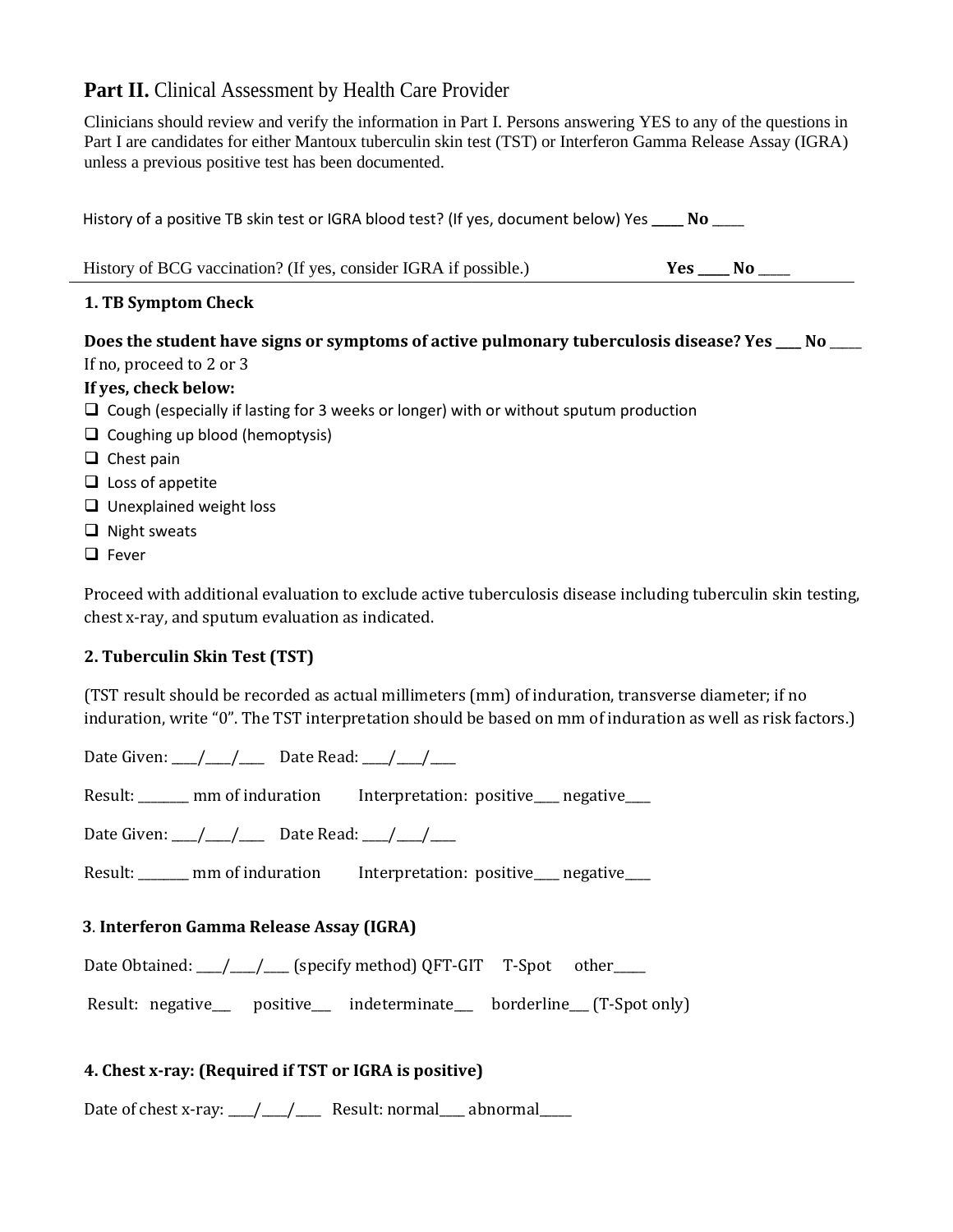## **Part II.** Clinical Assessment by Health Care Provider

Clinicians should review and verify the information in Part I. Persons answering YES to any of the questions in Part I are candidates for either Mantoux tuberculin skin test (TST) or Interferon Gamma Release Assay (IGRA) unless a previous positive test has been documented.

History of a positive TB skin test or IGRA blood test? (If yes, document below) Yes ____ **No** ____

History of BCG vaccination? (If yes, consider IGRA if possible.) **Yes** ____ **No** ____

### 1. TB Symptom Check

**Does the student have signs or symptoms of active pulmonary tuberculosis disease? Yes ____ No ____**

If no, proceed to 2 or 3

**If yes, check below:**

- ☐ Cough (especially if lasting for 3 weeks or longer) with or without sputum production
- ☐ Coughing up blood (hemoptysis)
- ☐ Chest pain
- ☐ Loss of appetite
- ☐ Unexplained weight loss
- ☐ Night sweats
- ☐ Fever

Proceed with additional evaluation to exclude active tuberculosis disease including tuberculin skin testing, chest x-ray, and sputum evaluation as indicated.

### 2. Tuberculin Skin Test (TST)

(TST result should be recorded as actual millimeters (mm) of induration, transverse diameter; if no induration, write "0". The TST interpretation should be based on mm of induration as well as risk factors.)

Date Given: ____/____/____ Date Read: ____/____/____

Result: _______ mm of induration Interpretation: positive____ negative____

Date Given: ____/____/____ Date Read: ____/____/____

Result: _______ mm of induration Interpretation: positive____ negative____

### 3. Interferon Gamma Release Assay (IGRA)

Date Obtained: ____/____/____ (specify method) QFT-GIT T-Spot other_____

Result: negative___ positive___ indeterminate___ borderline___ (T-Spot only)

### 4. Chest x-ray: (Required if TST or IGRA is positive)

Date of chest x-ray: ____/____/____ Result: normal____ abnormal_____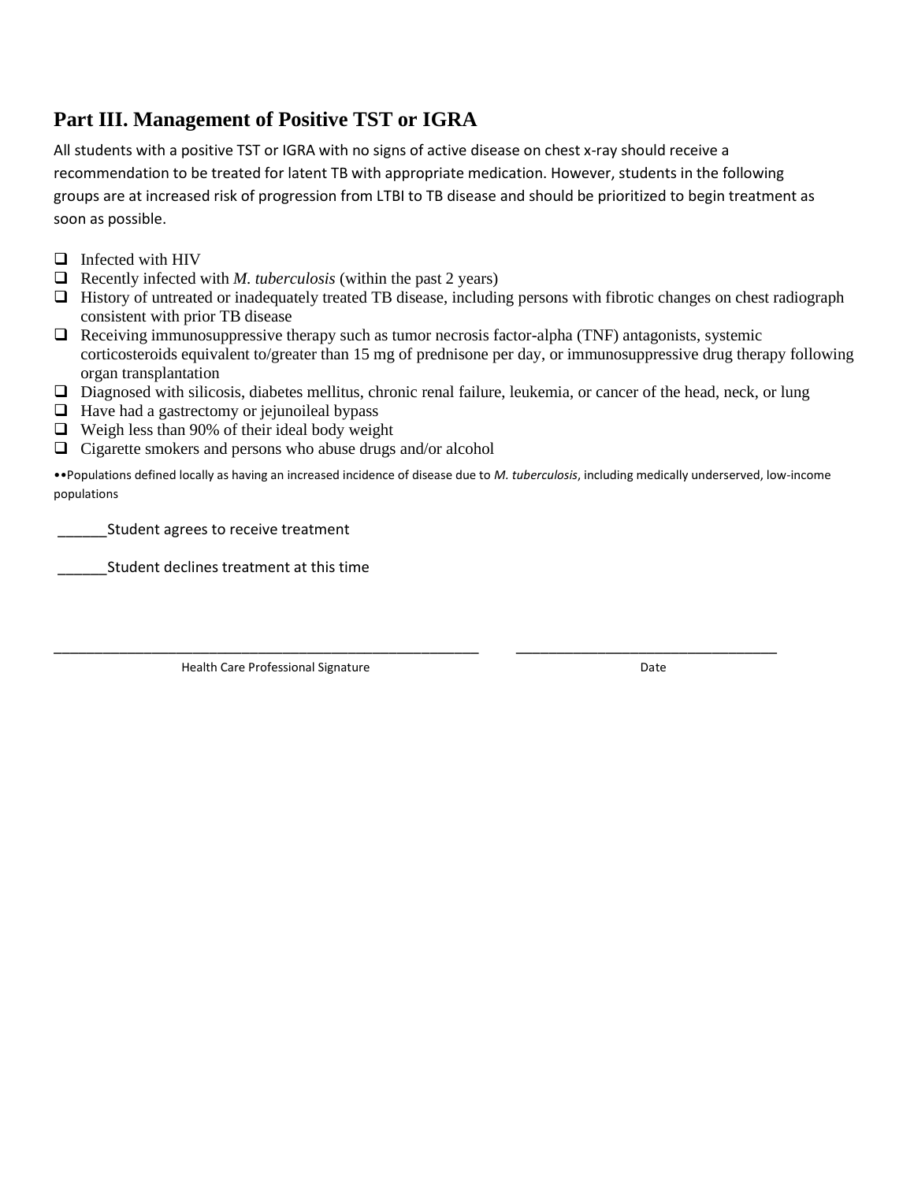## Part III. Management of Positive TST or IGRA

All students with a positive TST or IGRA with no signs of active disease on chest x-ray should receive a recommendation to be treated for latent TB with appropriate medication. However, students in the following groups are at increased risk of progression from LTBI to TB disease and should be prioritized to begin treatment as soon as possible.

- ❑ Infected with HIV
- ❑ Recently infected with *M. tuberculosis* (within the past 2 years)
- ❑ History of untreated or inadequately treated TB disease, including persons with fibrotic changes on chest radiograph consistent with prior TB disease
- ❑ Receiving immunosuppressive therapy such as tumor necrosis factor-alpha (TNF) antagonists, systemic corticosteroids equivalent to/greater than 15 mg of prednisone per day, or immunosuppressive drug therapy following organ transplantation
- ❑ Diagnosed with silicosis, diabetes mellitus, chronic renal failure, leukemia, or cancer of the head, neck, or lung
- ❑ Have had a gastrectomy or jejunoileal bypass
- ❑ Weigh less than 90% of their ideal body weight
- ❑ Cigarette smokers and persons who abuse drugs and/or alcohol

••Populations defined locally as having an increased incidence of disease due to *M. tuberculosis*, including medically underserved, low-income populations

______Student agrees to receive treatment

______Student declines treatment at this time

_______________________________________________ ______________________________

Health Care Professional Signature Date